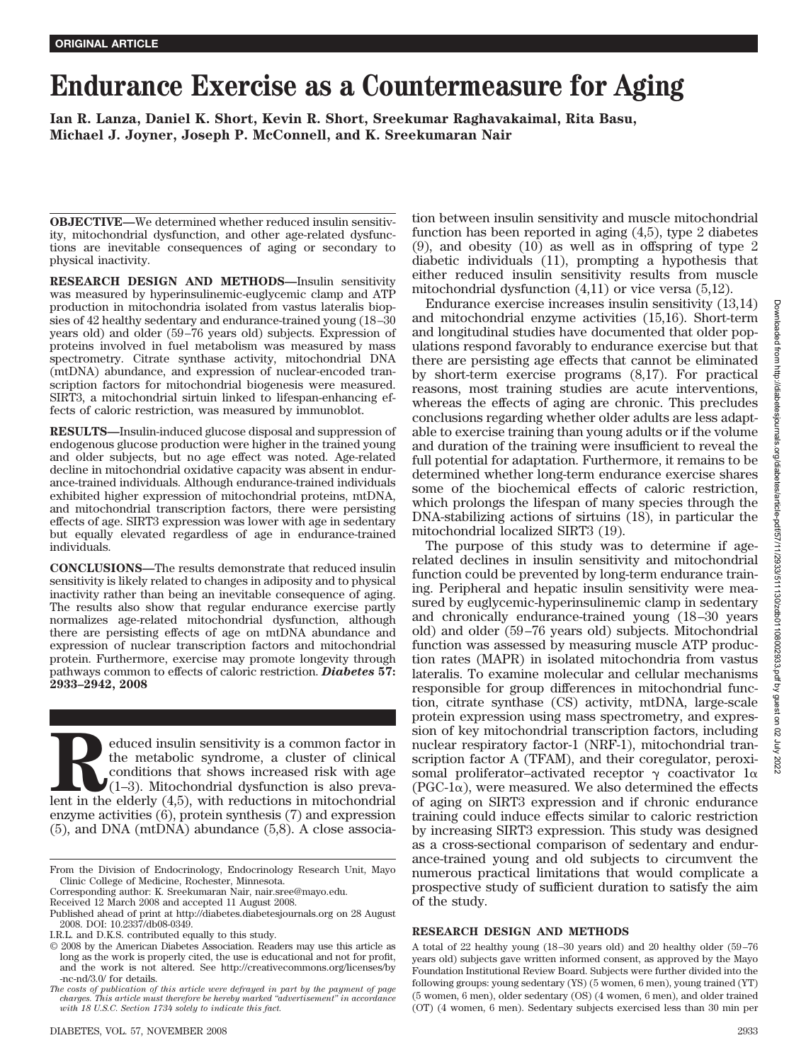ORIGINAL ARTICLE

# Endurance Exercise as a Countermeasure for Aging

**Ian R. Lanza, Daniel K. Short, Kevin R. Short, Sreekumar Raghavakaimal, Rita Basu, Michael J. Joyner, Joseph P. McConnell, and K. Sreekumaran Nair**

**OBJECTIVE**—We determined whether reduced insulin sensitivity, mitochondrial dysfunction, and other age-related dysfunctions are inevitable consequences of aging or secondary to physical inactivity.

**RESEARCH DESIGN AND METHODS**—Insulin sensitivity was measured by hyperinsulinemic-euglycemic clamp and ATP production in mitochondria isolated from vastus lateralis biopsies of 42 healthy sedentary and endurance-trained young (18–30 years old) and older (59–76 years old) subjects. Expression of proteins involved in fuel metabolism was measured by mass spectrometry. Citrate synthase activity, mitochondrial DNA (mtDNA) abundance, and expression of nuclear-encoded transcription factors for mitochondrial biogenesis were measured. SIRT3, a mitochondrial sirtuin linked to lifespan-enhancing effects of caloric restriction, was measured by immunoblot.

**RESULTS**—Insulin-induced glucose disposal and suppression of endogenous glucose production were higher in the trained young and older subjects, but no age effect was noted. Age-related decline in mitochondrial oxidative capacity was absent in endurance-trained individuals. Although endurance-trained individuals exhibited higher expression of mitochondrial proteins, mtDNA, and mitochondrial transcription factors, there were persisting effects of age. SIRT3 expression was lower with age in sedentary but equally elevated regardless of age in endurance-trained individuals.

**CONCLUSIONS**—The results demonstrate that reduced insulin sensitivity is likely related to changes in adiposity and to physical inactivity rather than being an inevitable consequence of aging. The results also show that regular endurance exercise partly normalizes age-related mitochondrial dysfunction, although there are persisting effects of age on mtDNA abundance and expression of nuclear transcription factors and mitochondrial protein. Furthermore, exercise may promote longevity through pathways common to effects of caloric restriction. ***Diabetes* 57: 2933–2942, 2008**

Reduced insulin sensitivity is a common factor in the metabolic syndrome, a cluster of clinical conditions that shows increased risk with age (1–3). Mitochondrial dysfunction is also prevalent in the elderly (4,5), with reductions in mitochondrial enzyme activities (6), protein synthesis (7) and expression (5), and DNA (mtDNA) abundance (5,8). A close association between insulin sensitivity and muscle mitochondrial function has been reported in aging (4,5), type 2 diabetes (9), and obesity (10) as well as in offspring of type 2 diabetic individuals (11), prompting a hypothesis that either reduced insulin sensitivity results from muscle mitochondrial dysfunction (4,11) or vice versa (5,12).

Endurance exercise increases insulin sensitivity (13,14) and mitochondrial enzyme activities (15,16). Short-term and longitudinal studies have documented that older populations respond favorably to endurance exercise but that there are persisting age effects that cannot be eliminated by short-term exercise programs (8,17). For practical reasons, most training studies are acute interventions, whereas the effects of aging are chronic. This precludes conclusions regarding whether older adults are less adaptable to exercise training than young adults or if the volume and duration of the training were insufficient to reveal the full potential for adaptation. Furthermore, it remains to be determined whether long-term endurance exercise shares some of the biochemical effects of caloric restriction, which prolongs the lifespan of many species through the DNA-stabilizing actions of sirtuins (18), in particular the mitochondrial localized SIRT3 (19).

The purpose of this study was to determine if age-related declines in insulin sensitivity and mitochondrial function could be prevented by long-term endurance training. Peripheral and hepatic insulin sensitivity were measured by euglycemic-hyperinsulinemic clamp in sedentary and chronically endurance-trained young (18–30 years old) and older (59–76 years old) subjects. Mitochondrial function was assessed by measuring muscle ATP production rates (MAPR) in isolated mitochondria from vastus lateralis. To examine molecular and cellular mechanisms responsible for group differences in mitochondrial function, citrate synthase (CS) activity, mtDNA, large-scale protein expression using mass spectrometry, and expression of key mitochondrial transcription factors, including nuclear respiratory factor-1 (NRF-1), mitochondrial transcription factor A (TFAM), and their coregulator, peroxisomal proliferator–activated receptor $\gamma$ coactivator $1\alpha$ (PGC-$1\alpha$), were measured. We also determined the effects of aging on SIRT3 expression and if chronic endurance training could induce effects similar to caloric restriction by increasing SIRT3 expression. This study was designed as a cross-sectional comparison of sedentary and endurance-trained young and old subjects to circumvent the numerous practical limitations that would complicate a prospective study of sufficient duration to satisfy the aim of the study.

## RESEARCH DESIGN AND METHODS

A total of 22 healthy young (18–30 years old) and 20 healthy older (59–76 years old) subjects gave written informed consent, as approved by the Mayo Foundation Institutional Review Board. Subjects were further divided into the following groups: young sedentary (YS) (5 women, 6 men), young trained (YT) (5 women, 6 men), older sedentary (OS) (4 women, 6 men), and older trained (OT) (4 women, 6 men). Sedentary subjects exercised less than 30 min per

From the Division of Endocrinology, Endocrinology Research Unit, Mayo Clinic College of Medicine, Rochester, Minnesota.

Corresponding author: K. Sreekumaran Nair, nair.sree@mayo.edu.

Received 12 March 2008 and accepted 11 August 2008.

Published ahead of print at http://diabetes.diabetesjournals.org on 28 August 2008. DOI: 10.2337/db08-0349.

I.R.L. and D.K.S. contributed equally to this study.

© 2008 by the American Diabetes Association. Readers may use this article as long as the work is properly cited, the use is educational and not for profit, and the work is not altered. See http://creativecommons.org/licenses/by-nc-nd/3.0/ for details.

*The costs of publication of this article were defrayed in part by the payment of page charges. This article must therefore be hereby marked "advertisement" in accordance with 18 U.S.C. Section 1734 solely to indicate this fact.*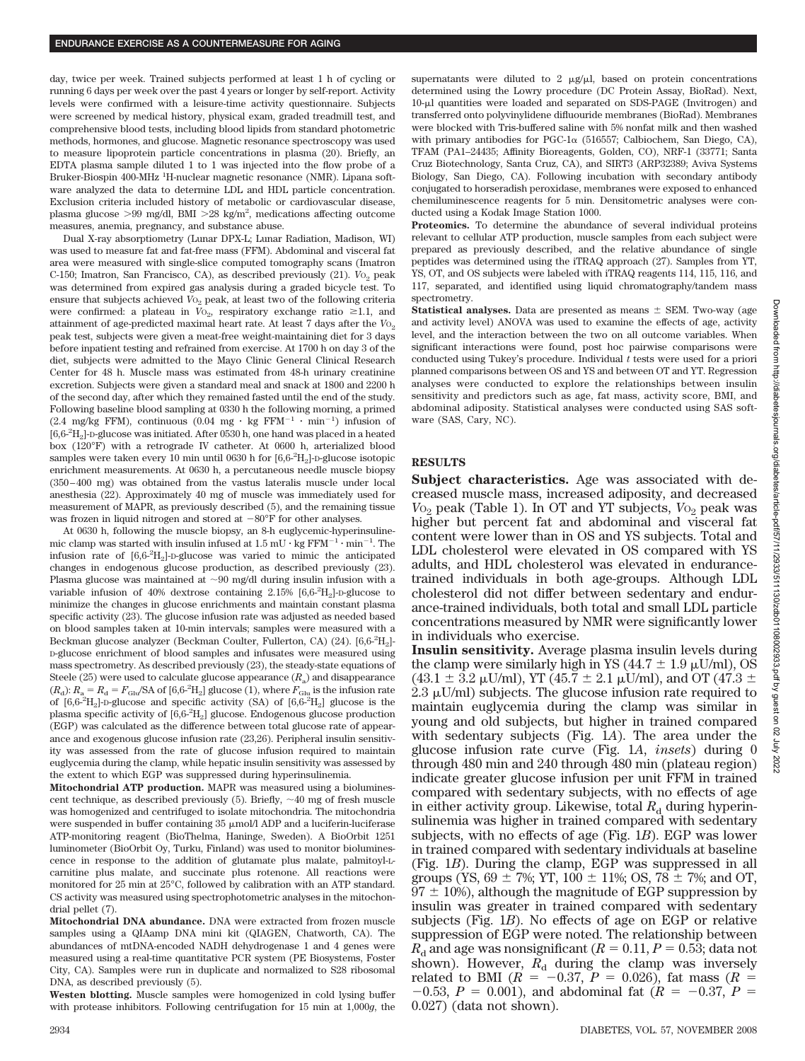day, twice per week. Trained subjects performed at least 1 h of cycling or running 6 days per week over the past 4 years or longer by self-report. Activity levels were confirmed with a leisure-time activity questionnaire. Subjects were screened by medical history, physical exam, graded treadmill test, and comprehensive blood tests, including blood lipids from standard photometric methods, hormones, and glucose. Magnetic resonance spectroscopy was used to measure lipoprotein particle concentrations in plasma (20). Briefly, an EDTA plasma sample diluted 1 to 1 was injected into the flow probe of a Bruker-Biospin 400-MHz $^1$H-nuclear magnetic resonance (NMR). Lipana software analyzed the data to determine LDL and HDL particle concentration. Exclusion criteria included history of metabolic or cardiovascular disease, plasma glucose >99 mg/dl, BMI >28 kg/m$^2$, medications affecting outcome measures, anemia, pregnancy, and substance abuse.

Dual X-ray absorptiometry (Lunar DPX-L; Lunar Radiation, Madison, WI) was used to measure fat and fat-free mass (FFM). Abdominal and visceral fat area were measured with single-slice computed tomography scans (Imatron C-150; Imatron, San Francisco, CA), as described previously (21). $V\text{O}_2$ peak was determined from expired gas analysis during a graded bicycle test. To ensure that subjects achieved $V\text{O}_2$ peak, at least two of the following criteria were confirmed: a plateau in $V\text{O}_2$, respiratory exchange ratio ≥1.1, and attainment of age-predicted maximal heart rate. At least 7 days after the $V\text{O}_2$ peak test, subjects were given a meat-free weight-maintaining diet for 3 days before inpatient testing and refrained from exercise. At 1700 h on day 3 of the diet, subjects were admitted to the Mayo Clinic General Clinical Research Center for 48 h. Muscle mass was estimated from 48-h urinary creatinine excretion. Subjects were given a standard meal and snack at 1800 and 2200 h of the second day, after which they remained fasted until the end of the study. Following baseline blood sampling at 0330 h the following morning, a primed (2.4 mg/kg FFM), continuous (0.04 mg · kg FFM$^{-1}$ · min$^{-1}$) infusion of [6,6-$^2$H$_2$]-D-glucose was initiated. After 0530 h, one hand was placed in a heated box (120°F) with a retrograde IV catheter. At 0600 h, arterialized blood samples were taken every 10 min until 0630 h for [6,6-$^2$H$_2$]-D-glucose isotopic enrichment measurements. At 0630 h, a percutaneous needle muscle biopsy (350–400 mg) was obtained from the vastus lateralis muscle under local anesthesia (22). Approximately 40 mg of muscle was immediately used for measurement of MAPR, as previously described (5), and the remaining tissue was frozen in liquid nitrogen and stored at −80°F for other analyses.

At 0630 h, following the muscle biopsy, an 8-h euglycemic-hyperinsulinemic clamp was started with insulin infused at 1.5 mU · kg FFM$^{-1}$ · min$^{-1}$. The infusion rate of [6,6-$^2$H$_2$]-D-glucose was varied to mimic the anticipated changes in endogenous glucose production, as described previously (23). Plasma glucose was maintained at ~90 mg/dl during insulin infusion with a variable infusion of 40% dextrose containing 2.15% [6,6-$^2$H$_2$]-D-glucose to minimize the changes in glucose enrichments and maintain constant plasma specific activity (23). The glucose infusion rate was adjusted as needed based on blood samples taken at 10-min intervals; samples were measured with a Beckman glucose analyzer (Beckman Coulter, Fullerton, CA) (24). [6,6-$^2$H$_2$]-D-glucose enrichment of blood samples and infusates were measured using mass spectrometry. As described previously (23), the steady-state equations of Steele (25) were used to calculate glucose appearance ($R_a$) and disappearance ($R_d$): $R_a = R_d = F_{\text{Glu}}$/SA of [6,6-$^2$H$_2$] glucose (1), where $F_{\text{Glu}}$ is the infusion rate of [6,6-$^2$H$_2$]-D-glucose and specific activity (SA) of [6,6-$^2$H$_2$] glucose is the plasma specific activity of [6,6-$^2$H$_2$] glucose. Endogenous glucose production (EGP) was calculated as the difference between total glucose rate of appearance and exogenous glucose infusion rate (23,26). Peripheral insulin sensitivity was assessed from the rate of glucose infusion required to maintain euglycemia during the clamp, while hepatic insulin sensitivity was assessed by the extent to which EGP was suppressed during hyperinsulinemia.

**Mitochondrial ATP production.** MAPR was measured using a bioluminescent technique, as described previously (5). Briefly, ~40 mg of fresh muscle was homogenized and centrifuged to isolate mitochondria. The mitochondria were suspended in buffer containing 35 μmol/l ADP and a luciferin-luciferase ATP-monitoring reagent (BioThelma, Haninge, Sweden). A BioOrbit 1251 luminometer (BioOrbit Oy, Turku, Finland) was used to monitor bioluminescence in response to the addition of glutamate plus malate, palmitoyl-L-carnitine plus malate, and succinate plus rotenone. All reactions were monitored for 25 min at 25°C, followed by calibration with an ATP standard. CS activity was measured using spectrophotometric analyses in the mitochondrial pellet (7).

**Mitochondrial DNA abundance.** DNA were extracted from frozen muscle samples using a QIAamp DNA mini kit (QIAGEN, Chatworth, CA). The abundances of mtDNA-encoded NADH dehydrogenase 1 and 4 genes were measured using a real-time quantitative PCR system (PE Biosystems, Foster City, CA). Samples were run in duplicate and normalized to S28 ribosomal DNA, as described previously (5).

**Westen blotting.** Muscle samples were homogenized in cold lysing buffer with protease inhibitors. Following centrifugation for 15 min at 1,000$g$, the supernatants were diluted to 2 μg/μl, based on protein concentrations determined using the Lowry procedure (DC Protein Assay, BioRad). Next, 10-μl quantities were loaded and separated on SDS-PAGE (Invitrogen) and transferred onto polyvinylidene difluoride membranes (BioRad). Membranes were blocked with Tris-buffered saline with 5% nonfat milk and then washed with primary antibodies for PGC-1α (516557; Calbiochem, San Diego, CA), TFAM (PA1–24435; Affinity Bioreagents, Golden, CO), NRF-1 (33771; Santa Cruz Biotechnology, Santa Cruz, CA), and SIRT3 (ARP32389; Aviva Systems Biology, San Diego, CA). Following incubation with secondary antibody conjugated to horseradish peroxidase, membranes were exposed to enhanced chemiluminescence reagents for 5 min. Densitometric analyses were conducted using a Kodak Image Station 1000.

**Proteomics.** To determine the abundance of several individual proteins relevant to cellular ATP production, muscle samples from each subject were prepared as previously described, and the relative abundance of single peptides was determined using the iTRAQ approach (27). Samples from YT, YS, OT, and OS subjects were labeled with iTRAQ reagents 114, 115, 116, and 117, separated, and identified using liquid chromatography/tandem mass spectrometry.

**Statistical analyses.** Data are presented as means ± SEM. Two-way (age and activity level) ANOVA was used to examine the effects of age, activity level, and the interaction between the two on all outcome variables. When significant interactions were found, post hoc pairwise comparisons were conducted using Tukey's procedure. Individual $t$ tests were used for a priori planned comparisons between OS and YS and between OT and YT. Regression analyses were conducted to explore the relationships between insulin sensitivity and predictors such as age, fat mass, activity score, BMI, and abdominal adiposity. Statistical analyses were conducted using SAS software (SAS, Cary, NC).

## RESULTS

**Subject characteristics.** Age was associated with decreased muscle mass, increased adiposity, and decreased $V\text{O}_2$ peak (Table 1). In OT and YT subjects, $V\text{O}_2$ peak was higher but percent fat and abdominal and visceral fat content were lower than in OS and YS subjects. Total and LDL cholesterol were elevated in OS compared with YS adults, and HDL cholesterol was elevated in endurance-trained individuals in both age-groups. Although LDL cholesterol did not differ between sedentary and endurance-trained individuals, both total and small LDL particle concentrations measured by NMR were significantly lower in individuals who exercise.

**Insulin sensitivity.** Average plasma insulin levels during the clamp were similarly high in YS (44.7 ± 1.9 μU/ml), OS (43.1 ± 3.2 μU/ml), YT (45.7 ± 2.1 μU/ml), and OT (47.3 ± 2.3 μU/ml) subjects. The glucose infusion rate required to maintain euglycemia during the clamp was similar in young and old subjects, but higher in trained compared with sedentary subjects (Fig. 1$A$). The area under the glucose infusion rate curve (Fig. 1$A$, *insets*) during 0 through 480 min and 240 through 480 min (plateau region) indicate greater glucose infusion per unit FFM in trained compared with sedentary subjects, with no effects of age in either activity group. Likewise, total $R_d$ during hyperinsulinemia was higher in trained compared with sedentary subjects, with no effects of age (Fig. 1$B$). EGP was lower in trained compared with sedentary individuals at baseline (Fig. 1$B$). During the clamp, EGP was suppressed in all groups (YS, 69 ± 7%; YT, 100 ± 11%; OS, 78 ± 7%; and OT, 97 ± 10%), although the magnitude of EGP suppression by insulin was greater in trained compared with sedentary subjects (Fig. 1$B$). No effects of age on EGP or relative suppression of EGP were noted. The relationship between $R_d$ and age was nonsignificant ($R = 0.11$, $P = 0.53$; data not shown). However, $R_d$ during the clamp was inversely related to BMI ($R = -0.37$, $P = 0.026$), fat mass ($R = -0.53$, $P = 0.001$), and abdominal fat ($R = -0.37$, $P = 0.027$) (data not shown).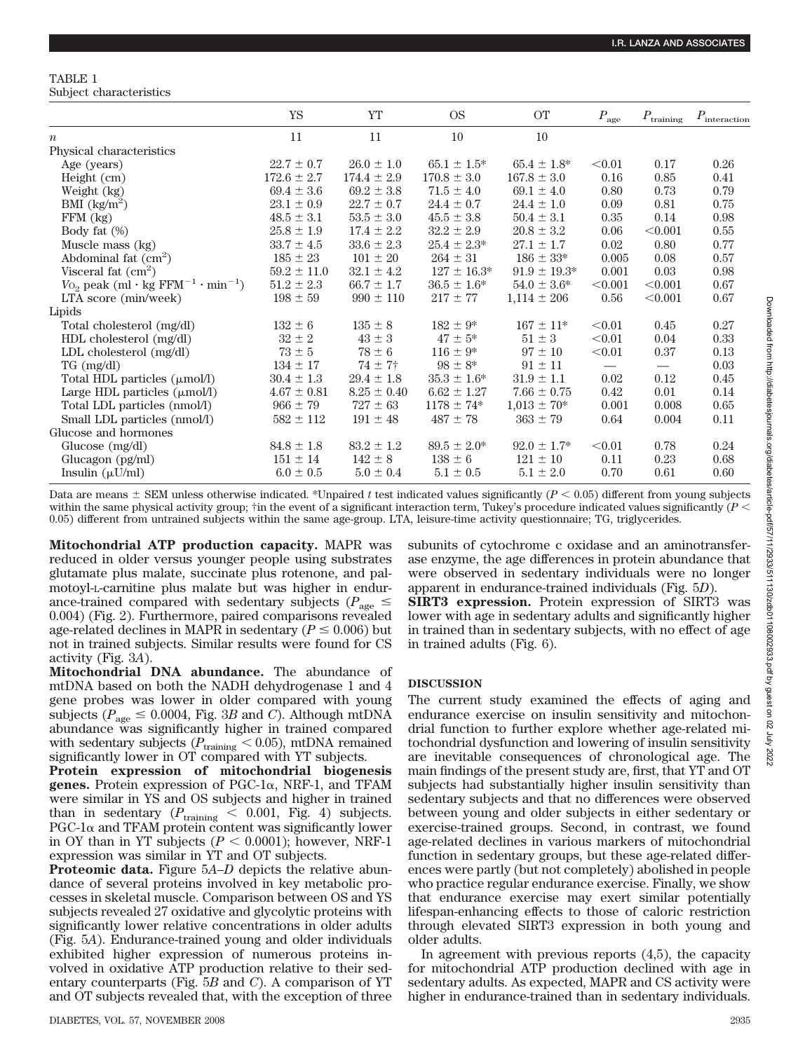TABLE 1
Subject characteristics

| | YS | YT | OS | OT | $P_{age}$ | $P_{training}$ | $P_{interaction}$ |
|---|---|---|---|---|---|---|---|
| $n$ | 11 | 11 | 10 | 10 | | | |
| Physical characteristics | | | | | | | |
| Age (years) | 22.7 ± 0.7 | 26.0 ± 1.0 | 65.1 ± 1.5* | 65.4 ± 1.8* | <0.01 | 0.17 | 0.26 |
| Height (cm) | 172.6 ± 2.7 | 174.4 ± 2.9 | 170.8 ± 3.0 | 167.8 ± 3.0 | 0.16 | 0.85 | 0.41 |
| Weight (kg) | 69.4 ± 3.6 | 69.2 ± 3.8 | 71.5 ± 4.0 | 69.1 ± 4.0 | 0.80 | 0.73 | 0.79 |
| BMI (kg/m$^2$) | 23.1 ± 0.9 | 22.7 ± 0.7 | 24.4 ± 0.7 | 24.4 ± 1.0 | 0.09 | 0.81 | 0.75 |
| FFM (kg) | 48.5 ± 3.1 | 53.5 ± 3.0 | 45.5 ± 3.8 | 50.4 ± 3.1 | 0.35 | 0.14 | 0.98 |
| Body fat (%) | 25.8 ± 1.9 | 17.4 ± 2.2 | 32.2 ± 2.9 | 20.8 ± 3.2 | 0.06 | <0.001 | 0.55 |
| Muscle mass (kg) | 33.7 ± 4.5 | 33.6 ± 2.3 | 25.4 ± 2.3* | 27.1 ± 1.7 | 0.02 | 0.80 | 0.77 |
| Abdominal fat (cm$^2$) | 185 ± 23 | 101 ± 20 | 264 ± 31 | 186 ± 33* | 0.005 | 0.08 | 0.57 |
| Visceral fat (cm$^2$) | 59.2 ± 11.0 | 32.1 ± 4.2 | 127 ± 16.3* | 91.9 ± 19.3* | 0.001 | 0.03 | 0.98 |
| $V$O$_2$ peak (ml · kg FFM$^{-1}$ · min$^{-1}$) | 51.2 ± 2.3 | 66.7 ± 1.7 | 36.5 ± 1.6* | 54.0 ± 3.6* | <0.001 | <0.001 | 0.67 |
| LTA score (min/week) | 198 ± 59 | 990 ± 110 | 217 ± 77 | 1,114 ± 206 | 0.56 | <0.001 | 0.67 |
| Lipids | | | | | | | |
| Total cholesterol (mg/dl) | 132 ± 6 | 135 ± 8 | 182 ± 9* | 167 ± 11* | <0.01 | 0.45 | 0.27 |
| HDL cholesterol (mg/dl) | 32 ± 2 | 43 ± 3 | 47 ± 5* | 51 ± 3 | <0.01 | 0.04 | 0.33 |
| LDL cholesterol (mg/dl) | 73 ± 5 | 78 ± 6 | 116 ± 9* | 97 ± 10 | <0.01 | 0.37 | 0.13 |
| TG (mg/dl) | 134 ± 17 | 74 ± 7† | 98 ± 8* | 91 ± 11 | — | — | 0.03 |
| Total HDL particles (μmol/l) | 30.4 ± 1.3 | 29.4 ± 1.8 | 35.3 ± 1.6* | 31.9 ± 1.1 | 0.02 | 0.12 | 0.45 |
| Large HDL particles (μmol/l) | 4.67 ± 0.81 | 8.25 ± 0.40 | 6.62 ± 1.27 | 7.66 ± 0.75 | 0.42 | 0.01 | 0.14 |
| Total LDL particles (nmol/l) | 966 ± 79 | 727 ± 63 | 1178 ± 74* | 1,013 ± 70* | 0.001 | 0.008 | 0.65 |
| Small LDL particles (nmol/l) | 582 ± 112 | 191 ± 48 | 487 ± 78 | 363 ± 79 | 0.64 | 0.004 | 0.11 |
| Glucose and hormones | | | | | | | |
| Glucose (mg/dl) | 84.8 ± 1.8 | 83.2 ± 1.2 | 89.5 ± 2.0* | 92.0 ± 1.7* | <0.01 | 0.78 | 0.24 |
| Glucagon (pg/ml) | 151 ± 14 | 142 ± 8 | 138 ± 6 | 121 ± 10 | 0.11 | 0.23 | 0.68 |
| Insulin (μU/ml) | 6.0 ± 0.5 | 5.0 ± 0.4 | 5.1 ± 0.5 | 5.1 ± 2.0 | 0.70 | 0.61 | 0.60 |

Data are means ± SEM unless otherwise indicated. *Unpaired $t$ test indicated values significantly ($P < 0.05$) different from young subjects within the same physical activity group; †in the event of a significant interaction term, Tukey's procedure indicated values significantly ($P < 0.05$) different from untrained subjects within the same age-group. LTA, leisure-time activity questionnaire; TG, triglycerides.

**Mitochondrial ATP production capacity.** MAPR was reduced in older versus younger people using substrates glutamate plus malate, succinate plus rotenone, and palmotoyl-L-carnitine plus malate but was higher in endurance-trained compared with sedentary subjects ($P_{age} \leq 0.004$) (Fig. 2). Furthermore, paired comparisons revealed age-related declines in MAPR in sedentary ($P \leq 0.006$) but not in trained subjects. Similar results were found for CS activity (Fig. 3*A*).

**Mitochondrial DNA abundance.** The abundance of mtDNA based on both the NADH dehydrogenase 1 and 4 gene probes was lower in older compared with young subjects ($P_{age} \leq 0.0004$, Fig. 3*B* and *C*). Although mtDNA abundance was significantly higher in trained compared with sedentary subjects ($P_{training} < 0.05$), mtDNA remained significantly lower in OT compared with YT subjects.

**Protein expression of mitochondrial biogenesis genes.** Protein expression of PGC-1α, NRF-1, and TFAM were similar in YS and OS subjects and higher in trained than in sedentary ($P_{training} < 0.001$, Fig. 4) subjects. PGC-1α and TFAM protein content was significantly lower in OY than in YT subjects ($P < 0.0001$); however, NRF-1 expression was similar in YT and OT subjects.

**Proteomic data.** Figure 5*A*–*D* depicts the relative abundance of several proteins involved in key metabolic processes in skeletal muscle. Comparison between OS and YS subjects revealed 27 oxidative and glycolytic proteins with significantly lower relative concentrations in older adults (Fig. 5*A*). Endurance-trained young and older individuals exhibited higher expression of numerous proteins involved in oxidative ATP production relative to their sedentary counterparts (Fig. 5*B* and *C*). A comparison of YT and OT subjects revealed that, with the exception of three subunits of cytochrome c oxidase and an aminotransferase enzyme, the age differences in protein abundance that were observed in sedentary individuals were no longer apparent in endurance-trained individuals (Fig. 5*D*).

**SIRT3 expression.** Protein expression of SIRT3 was lower with age in sedentary adults and significantly higher in trained than in sedentary subjects, with no effect of age in trained adults (Fig. 6).

## DISCUSSION

The current study examined the effects of aging and endurance exercise on insulin sensitivity and mitochondrial function to further explore whether age-related mitochondrial dysfunction and lowering of insulin sensitivity are inevitable consequences of chronological age. The main findings of the present study are, first, that YT and OT subjects had substantially higher insulin sensitivity than sedentary subjects and that no differences were observed between young and older subjects in either sedentary or exercise-trained groups. Second, in contrast, we found age-related declines in various markers of mitochondrial function in sedentary groups, but these age-related differences were partly (but not completely) abolished in people who practice regular endurance exercise. Finally, we show that endurance exercise may exert similar potentially lifespan-enhancing effects to those of caloric restriction through elevated SIRT3 expression in both young and older adults.

In agreement with previous reports (4,5), the capacity for mitochondrial ATP production declined with age in sedentary adults. As expected, MAPR and CS activity were higher in endurance-trained than in sedentary individuals.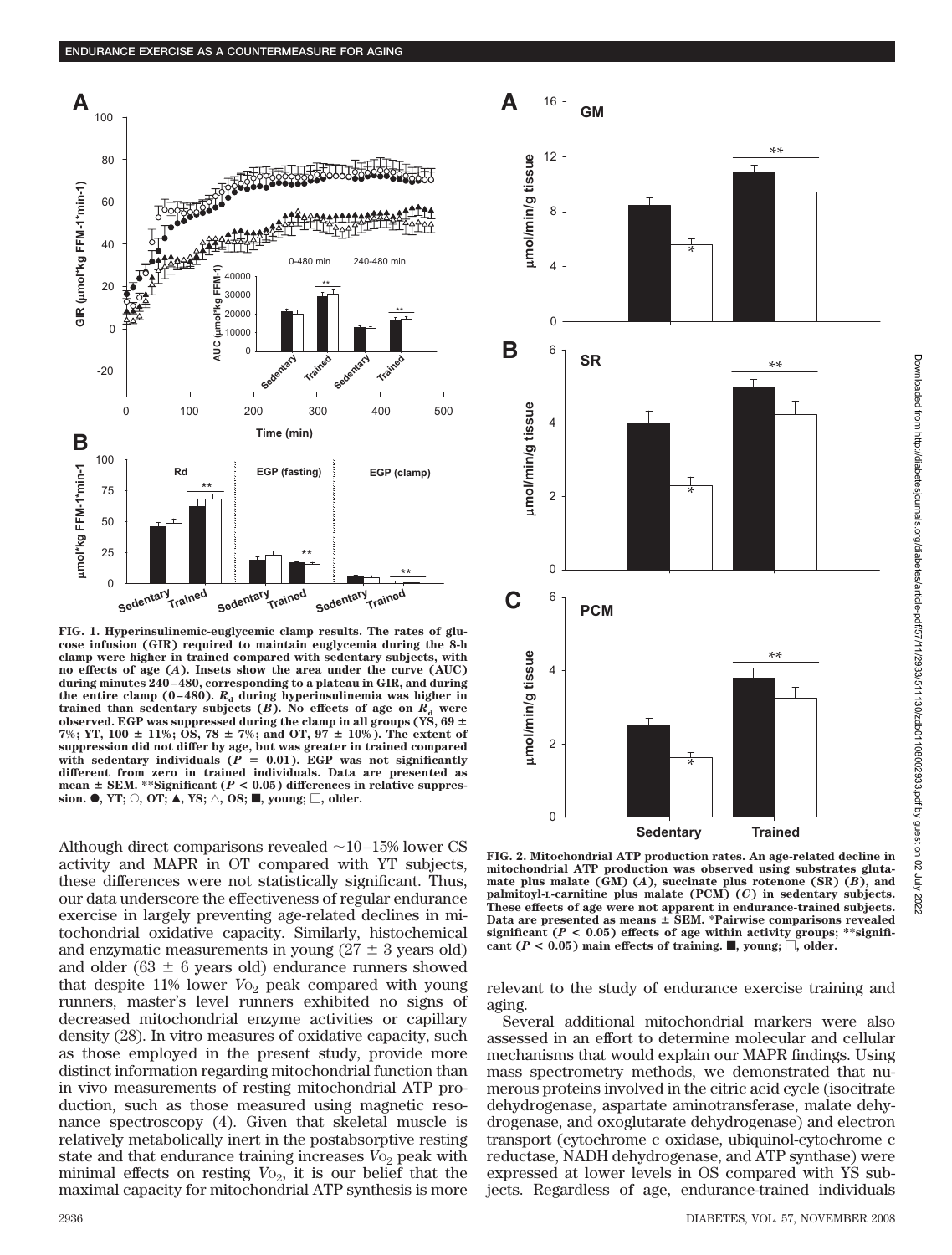FIG. 1. Hyperinsulinemic-euglycemic clamp results. The rates of glucose infusion (GIR) required to maintain euglycemia during the 8-h clamp were higher in trained compared with sedentary subjects, with no effects of age (A). Insets show the area under the curve (AUC) during minutes 240–480, corresponding to a plateau in GIR, and during the entire clamp (0–480). $R_d$ during hyperinsulinemia was higher in trained than sedentary subjects (B). No effects of age on $R_d$ were observed. EGP was suppressed during the clamp in all groups (YS, 69 ± 7%; YT, 100 ± 11%; OS, 78 ± 7%; and OT, 97 ± 10%). The extent of suppression did not differ by age, but was greater in trained compared with sedentary individuals ($P$ = 0.01). EGP was not significantly different from zero in trained individuals. Data are presented as mean ± SEM. **Significant ($P$ < 0.05) differences in relative suppression. ●, YT; ○, OT; ▲, YS; △, OS; ■, young; □, older.

FIG. 2. Mitochondrial ATP production rates. An age-related decline in mitochondrial ATP production was observed using substrates glutamate plus malate (GM) (A), succinate plus rotenone (SR) (B), and palmitoyl-L-carnitine plus malate (PCM) (C) in sedentary subjects. These effects of age were not apparent in endurance-trained subjects. Data are presented as means ± SEM. *Pairwise comparisons revealed significant ($P$ < 0.05) effects of age within activity groups; **significant ($P$ < 0.05) main effects of training. ■, young; □, older.

Although direct comparisons revealed ~10–15% lower CS activity and MAPR in OT compared with YT subjects, these differences were not statistically significant. Thus, our data underscore the effectiveness of regular endurance exercise in largely preventing age-related declines in mitochondrial oxidative capacity. Similarly, histochemical and enzymatic measurements in young (27 ± 3 years old) and older (63 ± 6 years old) endurance runners showed that despite 11% lower $V_{O_2}$ peak compared with young runners, master's level runners exhibited no signs of decreased mitochondrial enzyme activities or capillary density (28). In vitro measures of oxidative capacity, such as those employed in the present study, provide more distinct information regarding mitochondrial function than in vivo measurements of resting mitochondrial ATP production, such as those measured using magnetic resonance spectroscopy (4). Given that skeletal muscle is relatively metabolically inert in the postabsorptive resting state and that endurance training increases $V_{O_2}$ peak with minimal effects on resting $V_{O_2}$, it is our belief that the maximal capacity for mitochondrial ATP synthesis is more relevant to the study of endurance exercise training and aging.

Several additional mitochondrial markers were also assessed in an effort to determine molecular and cellular mechanisms that would explain our MAPR findings. Using mass spectrometry methods, we demonstrated that numerous proteins involved in the citric acid cycle (isocitrate dehydrogenase, aspartate aminotransferase, malate dehydrogenase, and oxoglutarate dehydrogenase) and electron transport (cytochrome c oxidase, ubiquinol-cytochrome c reductase, NADH dehydrogenase, and ATP synthase) were expressed at lower levels in OS compared with YS subjects. Regardless of age, endurance-trained individuals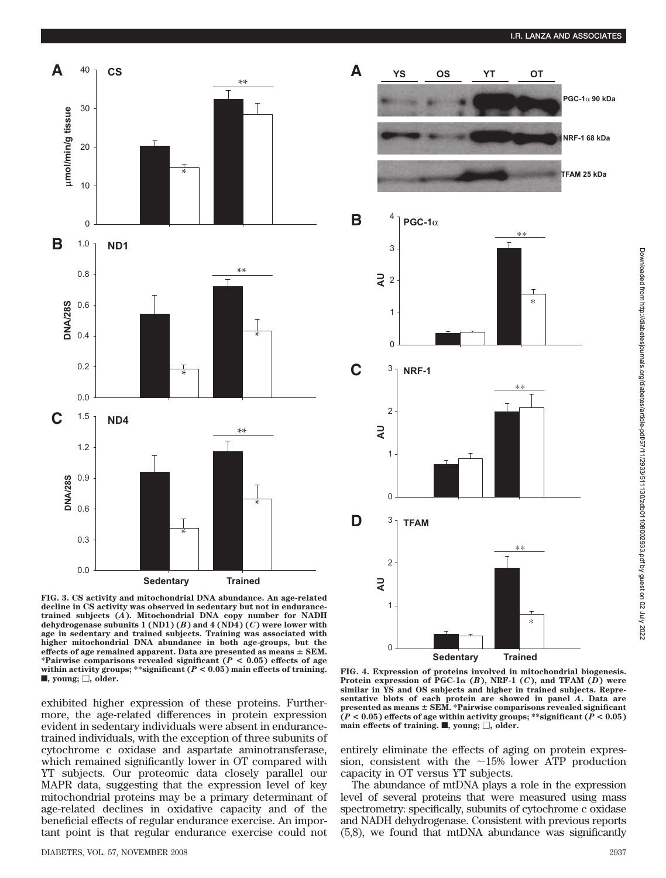FIG. 3. CS activity and mitochondrial DNA abundance. An age-related decline in CS activity was observed in sedentary but not in endurance-trained subjects (*A*). Mitochondrial DNA copy number for NADH dehydrogenase subunits 1 (ND1) (*B*) and 4 (ND4) (*C*) were lower with age in sedentary and trained subjects. Training was associated with higher mitochondrial DNA abundance in both age-groups, but the effects of age remained apparent. Data are presented as means ± SEM. *Pairwise comparisons revealed significant ($P < 0.05$) effects of age within activity groups; **significant ($P < 0.05$) main effects of training. ■, young; □, older.

FIG. 4. Expression of proteins involved in mitochondrial biogenesis. Protein expression of PGC-1α (*B*), NRF-1 (*C*), and TFAM (*D*) were similar in YS and OS subjects and higher in trained subjects. Representative blots of each protein are showed in panel *A*. Data are presented as means ± SEM. *Pairwise comparisons revealed significant ($P < 0.05$) effects of age within activity groups; **significant ($P < 0.05$) main effects of training. ■, young; □, older.

exhibited higher expression of these proteins. Furthermore, the age-related differences in protein expression evident in sedentary individuals were absent in endurance-trained individuals, with the exception of three subunits of cytochrome c oxidase and aspartate aminotransferase, which remained significantly lower in OT compared with YT subjects. Our proteomic data closely parallel our MAPR data, suggesting that the expression level of key mitochondrial proteins may be a primary determinant of age-related declines in oxidative capacity and of the beneficial effects of regular endurance exercise. An important point is that regular endurance exercise could not entirely eliminate the effects of aging on protein expression, consistent with the ~15% lower ATP production capacity in OT versus YT subjects.

The abundance of mtDNA plays a role in the expression level of several proteins that were measured using mass spectrometry: specifically, subunits of cytochrome c oxidase and NADH dehydrogenase. Consistent with previous reports (5,8), we found that mtDNA abundance was significantly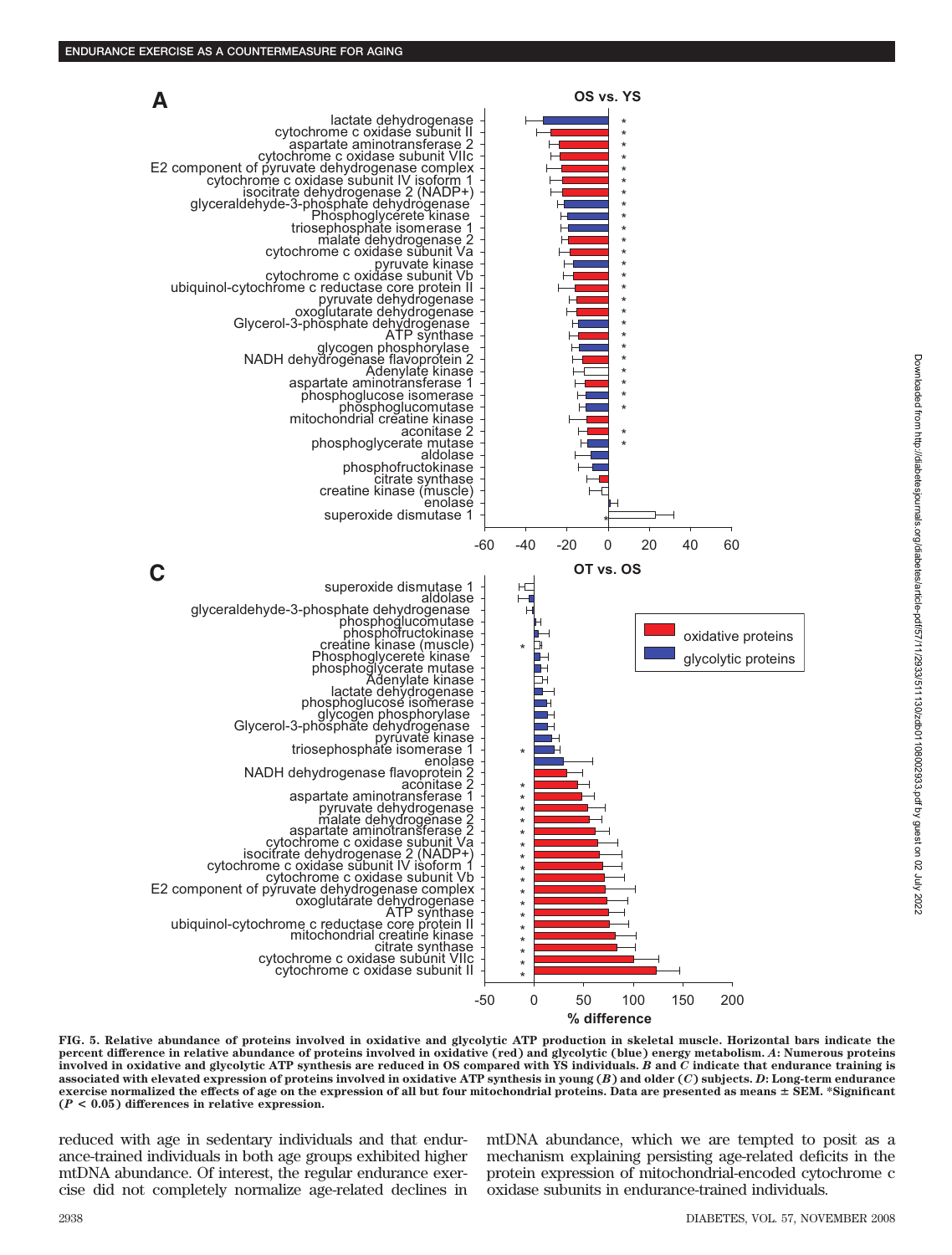FIG. 5. Relative abundance of proteins involved in oxidative and glycolytic ATP production in skeletal muscle. Horizontal bars indicate the percent difference in relative abundance of proteins involved in oxidative (red) and glycolytic (blue) energy metabolism. *A*: Numerous proteins involved in oxidative and glycolytic ATP synthesis are reduced in OS compared with YS individuals. *B* and *C* indicate that endurance training is associated with elevated expression of proteins involved in oxidative ATP synthesis in young (*B*) and older (*C*) subjects. *D*: Long-term endurance exercise normalized the effects of age on the expression of all but four mitochondrial proteins. Data are presented as means ± SEM. *Significant ($P < 0.05$) differences in relative expression.

reduced with age in sedentary individuals and that endurance-trained individuals in both age groups exhibited higher mtDNA abundance. Of interest, the regular endurance exercise did not completely normalize age-related declines in mtDNA abundance, which we are tempted to posit as a mechanism explaining persisting age-related deficits in the protein expression of mitochondrial-encoded cytochrome c oxidase subunits in endurance-trained individuals.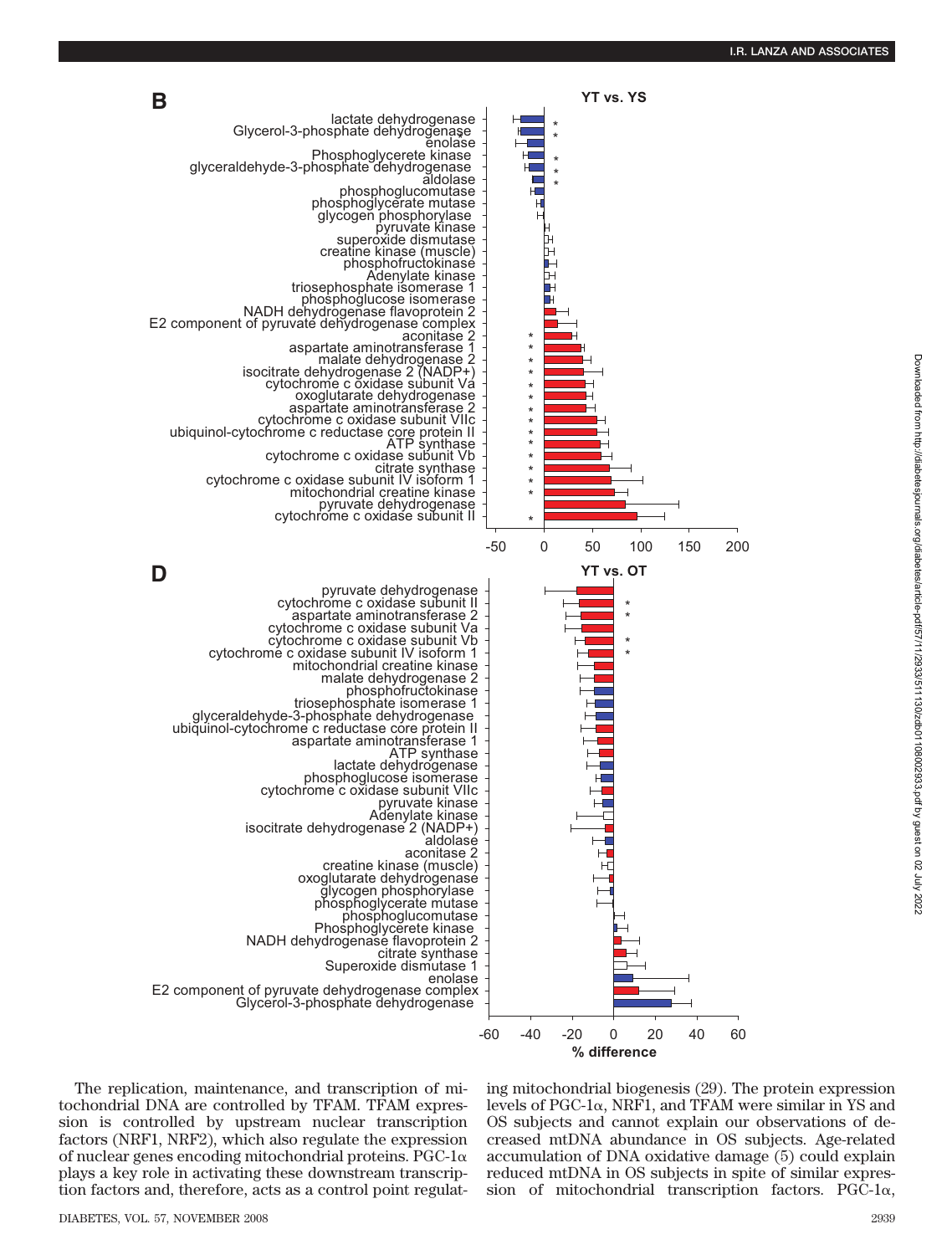The replication, maintenance, and transcription of mitochondrial DNA are controlled by TFAM. TFAM expression is controlled by upstream nuclear transcription factors (NRF1, NRF2), which also regulate the expression of nuclear genes encoding mitochondrial proteins. PGC-1α plays a key role in activating these downstream transcription factors and, therefore, acts as a control point regulating mitochondrial biogenesis (29). The protein expression levels of PGC-1α, NRF1, and TFAM were similar in YS and OS subjects and cannot explain our observations of decreased mtDNA abundance in OS subjects. Age-related accumulation of DNA oxidative damage (5) could explain reduced mtDNA in OS subjects in spite of similar expression of mitochondrial transcription factors. PGC-1α,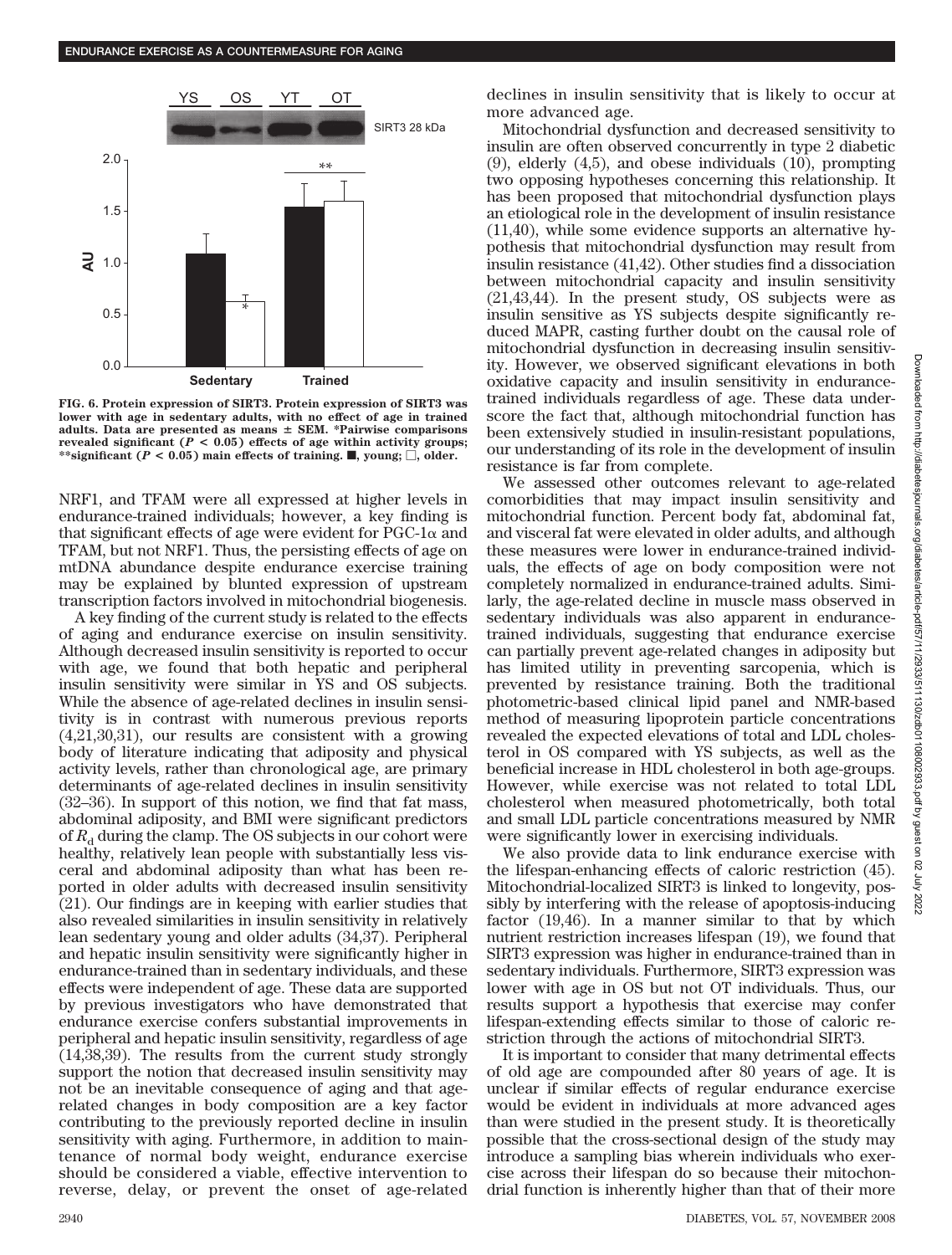**FIG. 6. Protein expression of SIRT3. Protein expression of SIRT3 was lower with age in sedentary adults, with no effect of age in trained adults. Data are presented as means ± SEM. *Pairwise comparisons revealed significant ($P < 0.05$) effects of age within activity groups; **significant ($P < 0.05$) main effects of training. ■, young; □, older.**

NRF1, and TFAM were all expressed at higher levels in endurance-trained individuals; however, a key finding is that significant effects of age were evident for PGC-1α and TFAM, but not NRF1. Thus, the persisting effects of age on mtDNA abundance despite endurance exercise training may be explained by blunted expression of upstream transcription factors involved in mitochondrial biogenesis.

A key finding of the current study is related to the effects of aging and endurance exercise on insulin sensitivity. Although decreased insulin sensitivity is reported to occur with age, we found that both hepatic and peripheral insulin sensitivity were similar in YS and OS subjects. While the absence of age-related declines in insulin sensitivity is in contrast with numerous previous reports (4,21,30,31), our results are consistent with a growing body of literature indicating that adiposity and physical activity levels, rather than chronological age, are primary determinants of age-related declines in insulin sensitivity (32–36). In support of this notion, we find that fat mass, abdominal adiposity, and BMI were significant predictors of $R_d$ during the clamp. The OS subjects in our cohort were healthy, relatively lean people with substantially less visceral and abdominal adiposity than what has been reported in older adults with decreased insulin sensitivity (21). Our findings are in keeping with earlier studies that also revealed similarities in insulin sensitivity in relatively lean sedentary young and older adults (34,37). Peripheral and hepatic insulin sensitivity were significantly higher in endurance-trained than in sedentary individuals, and these effects were independent of age. These data are supported by previous investigators who have demonstrated that endurance exercise confers substantial improvements in peripheral and hepatic insulin sensitivity, regardless of age (14,38,39). The results from the current study strongly support the notion that decreased insulin sensitivity may not be an inevitable consequence of aging and that age-related changes in body composition are a key factor contributing to the previously reported decline in insulin sensitivity with aging. Furthermore, in addition to maintenance of normal body weight, endurance exercise should be considered a viable, effective intervention to reverse, delay, or prevent the onset of age-related declines in insulin sensitivity that is likely to occur at more advanced age.

Mitochondrial dysfunction and decreased sensitivity to insulin are often observed concurrently in type 2 diabetic (9), elderly (4,5), and obese individuals (10), prompting two opposing hypotheses concerning this relationship. It has been proposed that mitochondrial dysfunction plays an etiological role in the development of insulin resistance (11,40), while some evidence supports an alternative hypothesis that mitochondrial dysfunction may result from insulin resistance (41,42). Other studies find a dissociation between mitochondrial capacity and insulin sensitivity (21,43,44). In the present study, OS subjects were as insulin sensitive as YS subjects despite significantly reduced MAPR, casting further doubt on the causal role of mitochondrial dysfunction in decreasing insulin sensitivity. However, we observed significant elevations in both oxidative capacity and insulin sensitivity in endurance-trained individuals regardless of age. These data underscore the fact that, although mitochondrial function has been extensively studied in insulin-resistant populations, our understanding of its role in the development of insulin resistance is far from complete.

We assessed other outcomes relevant to age-related comorbidities that may impact insulin sensitivity and mitochondrial function. Percent body fat, abdominal fat, and visceral fat were elevated in older adults, and although these measures were lower in endurance-trained individuals, the effects of age on body composition were not completely normalized in endurance-trained adults. Similarly, the age-related decline in muscle mass observed in sedentary individuals was also apparent in endurance-trained individuals, suggesting that endurance exercise can partially prevent age-related changes in adiposity but has limited utility in preventing sarcopenia, which is prevented by resistance training. Both the traditional photometric-based clinical lipid panel and NMR-based method of measuring lipoprotein particle concentrations revealed the expected elevations of total and LDL cholesterol in OS compared with YS subjects, as well as the beneficial increase in HDL cholesterol in both age-groups. However, while exercise was not related to total LDL cholesterol when measured photometrically, both total and small LDL particle concentrations measured by NMR were significantly lower in exercising individuals.

We also provide data to link endurance exercise with the lifespan-enhancing effects of caloric restriction (45). Mitochondrial-localized SIRT3 is linked to longevity, possibly by interfering with the release of apoptosis-inducing factor (19,46). In a manner similar to that by which nutrient restriction increases lifespan (19), we found that SIRT3 expression was higher in endurance-trained than in sedentary individuals. Furthermore, SIRT3 expression was lower with age in OS but not OT individuals. Thus, our results support a hypothesis that exercise may confer lifespan-extending effects similar to those of caloric restriction through the actions of mitochondrial SIRT3.

It is important to consider that many detrimental effects of old age are compounded after 80 years of age. It is unclear if similar effects of regular endurance exercise would be evident in individuals at more advanced ages than were studied in the present study. It is theoretically possible that the cross-sectional design of the study may introduce a sampling bias wherein individuals who exercise across their lifespan do so because their mitochondrial function is inherently higher than that of their more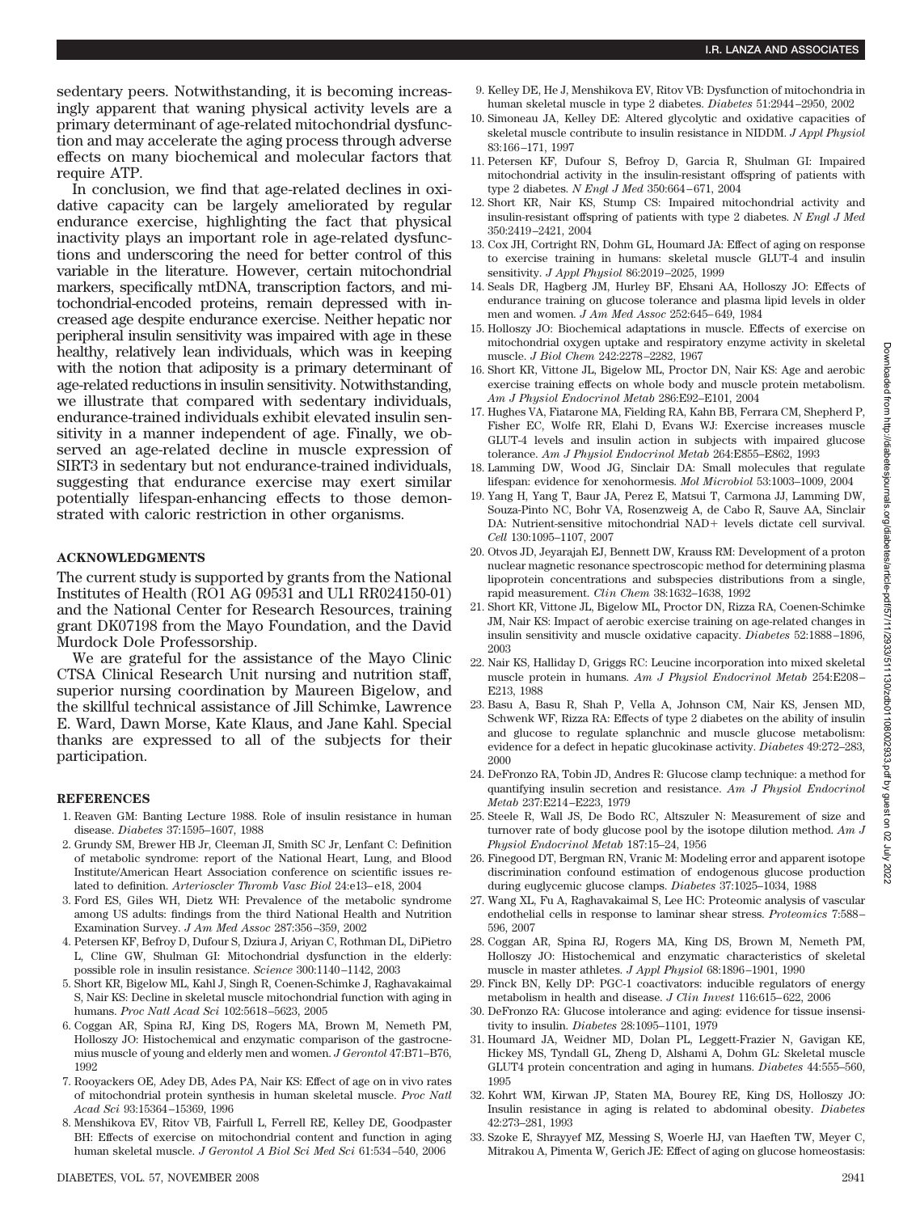sedentary peers. Notwithstanding, it is becoming increasingly apparent that waning physical activity levels are a primary determinant of age-related mitochondrial dysfunction and may accelerate the aging process through adverse effects on many biochemical and molecular factors that require ATP.

In conclusion, we find that age-related declines in oxidative capacity can be largely ameliorated by regular endurance exercise, highlighting the fact that physical inactivity plays an important role in age-related dysfunctions and underscoring the need for better control of this variable in the literature. However, certain mitochondrial markers, specifically mtDNA, transcription factors, and mitochondrial-encoded proteins, remain depressed with increased age despite endurance exercise. Neither hepatic nor peripheral insulin sensitivity was impaired with age in these healthy, relatively lean individuals, which was in keeping with the notion that adiposity is a primary determinant of age-related reductions in insulin sensitivity. Notwithstanding, we illustrate that compared with sedentary individuals, endurance-trained individuals exhibit elevated insulin sensitivity in a manner independent of age. Finally, we observed an age-related decline in muscle expression of SIRT3 in sedentary but not endurance-trained individuals, suggesting that endurance exercise may exert similar potentially lifespan-enhancing effects to those demonstrated with caloric restriction in other organisms.

## ACKNOWLEDGMENTS

The current study is supported by grants from the National Institutes of Health (RO1 AG 09531 and UL1 RR024150-01) and the National Center for Research Resources, training grant DK07198 from the Mayo Foundation, and the David Murdock Dole Professorship.

We are grateful for the assistance of the Mayo Clinic CTSA Clinical Research Unit nursing and nutrition staff, superior nursing coordination by Maureen Bigelow, and the skillful technical assistance of Jill Schimke, Lawrence E. Ward, Dawn Morse, Kate Klaus, and Jane Kahl. Special thanks are expressed to all of the subjects for their participation.

## REFERENCES

1. Reaven GM: Banting Lecture 1988. Role of insulin resistance in human disease. *Diabetes* 37:1595–1607, 1988
2. Grundy SM, Brewer HB Jr, Cleeman JI, Smith SC Jr, Lenfant C: Definition of metabolic syndrome: report of the National Heart, Lung, and Blood Institute/American Heart Association conference on scientific issues related to definition. *Arterioscler Thromb Vasc Biol* 24:e13–e18, 2004
3. Ford ES, Giles WH, Dietz WH: Prevalence of the metabolic syndrome among US adults: findings from the third National Health and Nutrition Examination Survey. *J Am Med Assoc* 287:356–359, 2002
4. Petersen KF, Befroy D, Dufour S, Dziura J, Ariyan C, Rothman DL, DiPietro L, Cline GW, Shulman GI: Mitochondrial dysfunction in the elderly: possible role in insulin resistance. *Science* 300:1140–1142, 2003
5. Short KR, Bigelow ML, Kahl J, Singh R, Coenen-Schimke J, Raghavakaimal S, Nair KS: Decline in skeletal muscle mitochondrial function with aging in humans. *Proc Natl Acad Sci* 102:5618–5623, 2005
6. Coggan AR, Spina RJ, King DS, Rogers MA, Brown M, Nemeth PM, Holloszy JO: Histochemical and enzymatic comparison of the gastrocnemius muscle of young and elderly men and women. *J Gerontol* 47:B71–B76, 1992
7. Rooyackers OE, Adey DB, Ades PA, Nair KS: Effect of age on in vivo rates of mitochondrial protein synthesis in human skeletal muscle. *Proc Natl Acad Sci* 93:15364–15369, 1996
8. Menshikova EV, Ritov VB, Fairfull L, Ferrell RE, Kelley DE, Goodpaster BH: Effects of exercise on mitochondrial content and function in aging human skeletal muscle. *J Gerontol A Biol Sci Med Sci* 61:534–540, 2006
9. Kelley DE, He J, Menshikova EV, Ritov VB: Dysfunction of mitochondria in human skeletal muscle in type 2 diabetes. *Diabetes* 51:2944–2950, 2002
10. Simoneau JA, Kelley DE: Altered glycolytic and oxidative capacities of skeletal muscle contribute to insulin resistance in NIDDM. *J Appl Physiol* 83:166–171, 1997
11. Petersen KF, Dufour S, Befroy D, Garcia R, Shulman GI: Impaired mitochondrial activity in the insulin-resistant offspring of patients with type 2 diabetes. *N Engl J Med* 350:664–671, 2004
12. Short KR, Nair KS, Stump CS: Impaired mitochondrial activity and insulin-resistant offspring of patients with type 2 diabetes. *N Engl J Med* 350:2419–2421, 2004
13. Cox JH, Cortright RN, Dohm GL, Houmard JA: Effect of aging on response to exercise training in humans: skeletal muscle GLUT-4 and insulin sensitivity. *J Appl Physiol* 86:2019–2025, 1999
14. Seals DR, Hagberg JM, Hurley BF, Ehsani AA, Holloszy JO: Effects of endurance training on glucose tolerance and plasma lipid levels in older men and women. *J Am Med Assoc* 252:645–649, 1984
15. Holloszy JO: Biochemical adaptations in muscle. Effects of exercise on mitochondrial oxygen uptake and respiratory enzyme activity in skeletal muscle. *J Biol Chem* 242:2278–2282, 1967
16. Short KR, Vittone JL, Bigelow ML, Proctor DN, Nair KS: Age and aerobic exercise training effects on whole body and muscle protein metabolism. *Am J Physiol Endocrinol Metab* 286:E92–E101, 2004
17. Hughes VA, Fiatarone MA, Fielding RA, Kahn BB, Ferrara CM, Shepherd P, Fisher EC, Wolfe RR, Elahi D, Evans WJ: Exercise increases muscle GLUT-4 levels and insulin action in subjects with impaired glucose tolerance. *Am J Physiol Endocrinol Metab* 264:E855–E862, 1993
18. Lamming DW, Wood JG, Sinclair DA: Small molecules that regulate lifespan: evidence for xenohormesis. *Mol Microbiol* 53:1003–1009, 2004
19. Yang H, Yang T, Baur JA, Perez E, Matsui T, Carmona JJ, Lamming DW, Souza-Pinto NC, Bohr VA, Rosenzweig A, de Cabo R, Sauve AA, Sinclair DA: Nutrient-sensitive mitochondrial NAD+ levels dictate cell survival. *Cell* 130:1095–1107, 2007
20. Otvos JD, Jeyarajah EJ, Bennett DW, Krauss RM: Development of a proton nuclear magnetic resonance spectroscopic method for determining plasma lipoprotein concentrations and subspecies distributions from a single, rapid measurement. *Clin Chem* 38:1632–1638, 1992
21. Short KR, Vittone JL, Bigelow ML, Proctor DN, Rizza RA, Coenen-Schimke JM, Nair KS: Impact of aerobic exercise training on age-related changes in insulin sensitivity and muscle oxidative capacity. *Diabetes* 52:1888–1896, 2003
22. Nair KS, Halliday D, Griggs RC: Leucine incorporation into mixed skeletal muscle protein in humans. *Am J Physiol Endocrinol Metab* 254:E208–E213, 1988
23. Basu A, Basu R, Shah P, Vella A, Johnson CM, Nair KS, Jensen MD, Schwenk WF, Rizza RA: Effects of type 2 diabetes on the ability of insulin and glucose to regulate splanchnic and muscle glucose metabolism: evidence for a defect in hepatic glucokinase activity. *Diabetes* 49:272–283, 2000
24. DeFronzo RA, Tobin JD, Andres R: Glucose clamp technique: a method for quantifying insulin secretion and resistance. *Am J Physiol Endocrinol Metab* 237:E214–E223, 1979
25. Steele R, Wall JS, De Bodo RC, Altszuler N: Measurement of size and turnover rate of body glucose pool by the isotope dilution method. *Am J Physiol Endocrinol Metab* 187:15–24, 1956
26. Finegood DT, Bergman RN, Vranic M: Modeling error and apparent isotope discrimination confound estimation of endogenous glucose production during euglycemic glucose clamps. *Diabetes* 37:1025–1034, 1988
27. Wang XL, Fu A, Raghavakaimal S, Lee HC: Proteomic analysis of vascular endothelial cells in response to laminar shear stress. *Proteomics* 7:588–596, 2007
28. Coggan AR, Spina RJ, Rogers MA, King DS, Brown M, Nemeth PM, Holloszy JO: Histochemical and enzymatic characteristics of skeletal muscle in master athletes. *J Appl Physiol* 68:1896–1901, 1990
29. Finck BN, Kelly DP: PGC-1 coactivators: inducible regulators of energy metabolism in health and disease. *J Clin Invest* 116:615–622, 2006
30. DeFronzo RA: Glucose intolerance and aging: evidence for tissue insensitivity to insulin. *Diabetes* 28:1095–1101, 1979
31. Houmard JA, Weidner MD, Dolan PL, Leggett-Frazier N, Gavigan KE, Hickey MS, Tyndall GL, Zheng D, Alshami A, Dohm GL: Skeletal muscle GLUT4 protein concentration and aging in humans. *Diabetes* 44:555–560, 1995
32. Kohrt WM, Kirwan JP, Staten MA, Bourey RE, King DS, Holloszy JO: Insulin resistance in aging is related to abdominal obesity. *Diabetes* 42:273–281, 1993
33. Szoke E, Shrayyef MZ, Messing S, Woerle HJ, van Haeften TW, Meyer C, Mitrakou A, Pimenta W, Gerich JE: Effect of aging on glucose homeostasis: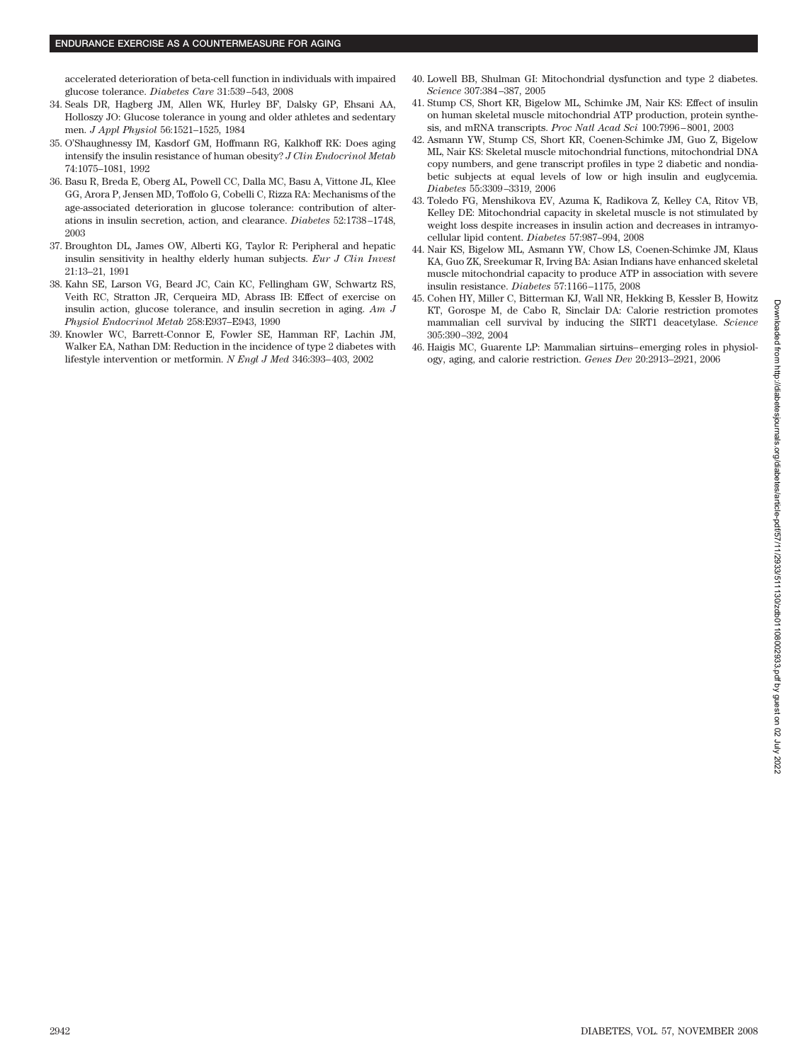accelerated deterioration of beta-cell function in individuals with impaired glucose tolerance. *Diabetes Care* 31:539–543, 2008

34. Seals DR, Hagberg JM, Allen WK, Hurley BF, Dalsky GP, Ehsani AA, Holloszy JO: Glucose tolerance in young and older athletes and sedentary men. *J Appl Physiol* 56:1521–1525, 1984
35. O'Shaughnessy IM, Kasdorf GM, Hoffmann RG, Kalkhoff RK: Does aging intensify the insulin resistance of human obesity? *J Clin Endocrinol Metab* 74:1075–1081, 1992
36. Basu R, Breda E, Oberg AL, Powell CC, Dalla MC, Basu A, Vittone JL, Klee GG, Arora P, Jensen MD, Toffolo G, Cobelli C, Rizza RA: Mechanisms of the age-associated deterioration in glucose tolerance: contribution of alterations in insulin secretion, action, and clearance. *Diabetes* 52:1738–1748, 2003
37. Broughton DL, James OW, Alberti KG, Taylor R: Peripheral and hepatic insulin sensitivity in healthy elderly human subjects. *Eur J Clin Invest* 21:13–21, 1991
38. Kahn SE, Larson VG, Beard JC, Cain KC, Fellingham GW, Schwartz RS, Veith RC, Stratton JR, Cerqueira MD, Abrass IB: Effect of exercise on insulin action, glucose tolerance, and insulin secretion in aging. *Am J Physiol Endocrinol Metab* 258:E937–E943, 1990
39. Knowler WC, Barrett-Connor E, Fowler SE, Hamman RF, Lachin JM, Walker EA, Nathan DM: Reduction in the incidence of type 2 diabetes with lifestyle intervention or metformin. *N Engl J Med* 346:393–403, 2002
40. Lowell BB, Shulman GI: Mitochondrial dysfunction and type 2 diabetes. *Science* 307:384–387, 2005
41. Stump CS, Short KR, Bigelow ML, Schimke JM, Nair KS: Effect of insulin on human skeletal muscle mitochondrial ATP production, protein synthesis, and mRNA transcripts. *Proc Natl Acad Sci* 100:7996–8001, 2003
42. Asmann YW, Stump CS, Short KR, Coenen-Schimke JM, Guo Z, Bigelow ML, Nair KS: Skeletal muscle mitochondrial functions, mitochondrial DNA copy numbers, and gene transcript profiles in type 2 diabetic and nondiabetic subjects at equal levels of low or high insulin and euglycemia. *Diabetes* 55:3309–3319, 2006
43. Toledo FG, Menshikova EV, Azuma K, Radikova Z, Kelley CA, Ritov VB, Kelley DE: Mitochondrial capacity in skeletal muscle is not stimulated by weight loss despite increases in insulin action and decreases in intramyocellular lipid content. *Diabetes* 57:987–994, 2008
44. Nair KS, Bigelow ML, Asmann YW, Chow LS, Coenen-Schimke JM, Klaus KA, Guo ZK, Sreekumar R, Irving BA: Asian Indians have enhanced skeletal muscle mitochondrial capacity to produce ATP in association with severe insulin resistance. *Diabetes* 57:1166–1175, 2008
45. Cohen HY, Miller C, Bitterman KJ, Wall NR, Hekking B, Kessler B, Howitz KT, Gorospe M, de Cabo R, Sinclair DA: Calorie restriction promotes mammalian cell survival by inducing the SIRT1 deacetylase. *Science* 305:390–392, 2004
46. Haigis MC, Guarente LP: Mammalian sirtuins–emerging roles in physiology, aging, and calorie restriction. *Genes Dev* 20:2913–2921, 2006